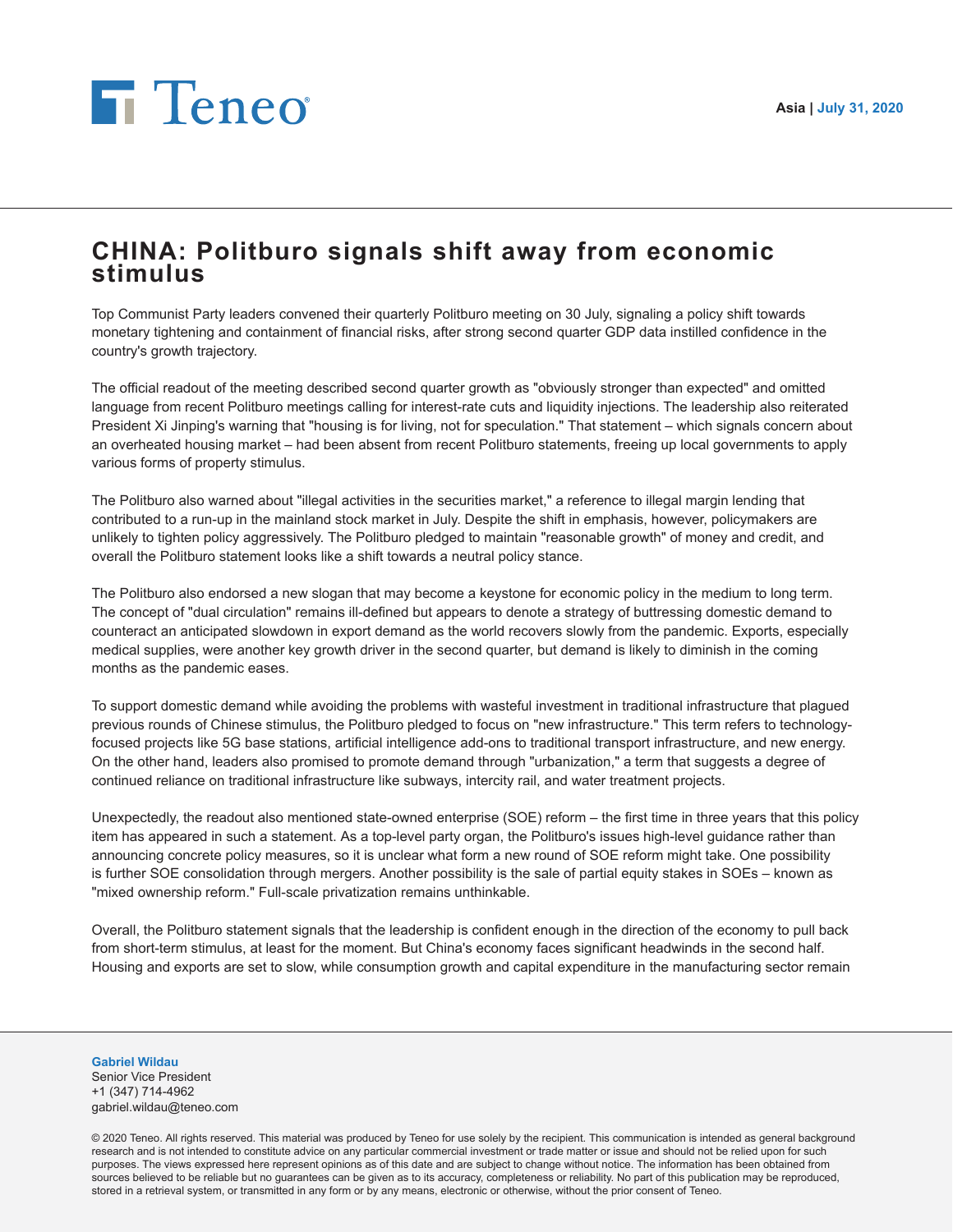Teneo

Asia | July 31, 2020

# CHINA: Politburo signals shift away from economic stimulus

Top Communist Party leaders convened their quarterly Politburo meeting on 30 July, signaling a policy shift towards monetary tightening and containment of financial risks, after strong second quarter GDP data instilled confidence in the country's growth trajectory.

The official readout of the meeting described second quarter growth as "obviously stronger than expected" and omitted language from recent Politburo meetings calling for interest-rate cuts and liquidity injections. The leadership also reiterated President Xi Jinping's warning that "housing is for living, not for speculation." That statement – which signals concern about an overheated housing market – had been absent from recent Politburo statements, freeing up local governments to apply various forms of property stimulus.

The Politburo also warned about "illegal activities in the securities market," a reference to illegal margin lending that contributed to a run-up in the mainland stock market in July. Despite the shift in emphasis, however, policymakers are unlikely to tighten policy aggressively. The Politburo pledged to maintain "reasonable growth" of money and credit, and overall the Politburo statement looks like a shift towards a neutral policy stance.

The Politburo also endorsed a new slogan that may become a keystone for economic policy in the medium to long term. The concept of "dual circulation" remains ill-defined but appears to denote a strategy of buttressing domestic demand to counteract an anticipated slowdown in export demand as the world recovers slowly from the pandemic. Exports, especially medical supplies, were another key growth driver in the second quarter, but demand is likely to diminish in the coming months as the pandemic eases.

To support domestic demand while avoiding the problems with wasteful investment in traditional infrastructure that plagued previous rounds of Chinese stimulus, the Politburo pledged to focus on "new infrastructure." This term refers to technology-focused projects like 5G base stations, artificial intelligence add-ons to traditional transport infrastructure, and new energy. On the other hand, leaders also promised to promote demand through "urbanization," a term that suggests a degree of continued reliance on traditional infrastructure like subways, intercity rail, and water treatment projects.

Unexpectedly, the readout also mentioned state-owned enterprise (SOE) reform – the first time in three years that this policy item has appeared in such a statement. As a top-level party organ, the Politburo's issues high-level guidance rather than announcing concrete policy measures, so it is unclear what form a new round of SOE reform might take. One possibility is further SOE consolidation through mergers. Another possibility is the sale of partial equity stakes in SOEs – known as "mixed ownership reform." Full-scale privatization remains unthinkable.

Overall, the Politburo statement signals that the leadership is confident enough in the direction of the economy to pull back from short-term stimulus, at least for the moment. But China's economy faces significant headwinds in the second half. Housing and exports are set to slow, while consumption growth and capital expenditure in the manufacturing sector remain

**Gabriel Wildau**
Senior Vice President
+1 (347) 714-4962
gabriel.wildau@teneo.com

© 2020 Teneo. All rights reserved. This material was produced by Teneo for use solely by the recipient. This communication is intended as general background research and is not intended to constitute advice on any particular commercial investment or trade matter or issue and should not be relied upon for such purposes. The views expressed here represent opinions as of this date and are subject to change without notice. The information has been obtained from sources believed to be reliable but no guarantees can be given as to its accuracy, completeness or reliability. No part of this publication may be reproduced, stored in a retrieval system, or transmitted in any form or by any means, electronic or otherwise, without the prior consent of Teneo.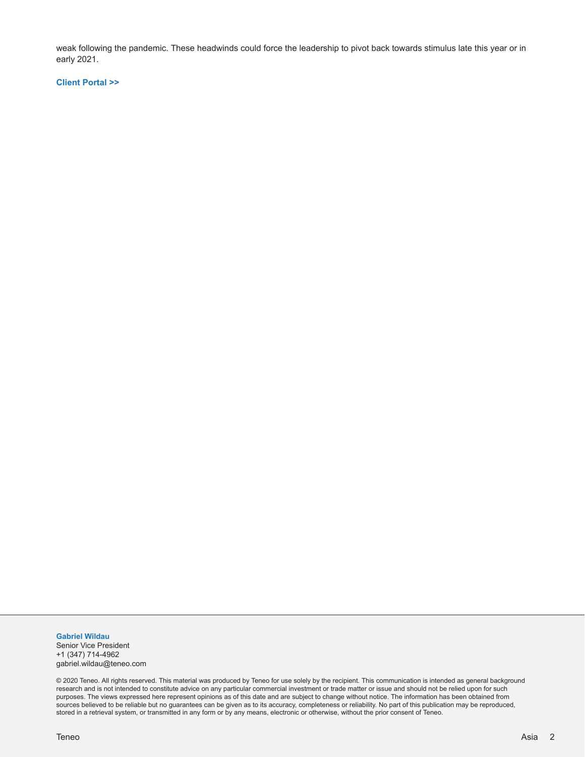weak following the pandemic. These headwinds could force the leadership to pivot back towards stimulus late this year or in early 2021.

**Client Portal >>**

**Gabriel Wildau**
Senior Vice President
+1 (347) 714-4962
gabriel.wildau@teneo.com

© 2020 Teneo. All rights reserved. This material was produced by Teneo for use solely by the recipient. This communication is intended as general background research and is not intended to constitute advice on any particular commercial investment or trade matter or issue and should not be relied upon for such purposes. The views expressed here represent opinions as of this date and are subject to change without notice. The information has been obtained from sources believed to be reliable but no guarantees can be given as to its accuracy, completeness or reliability. No part of this publication may be reproduced, stored in a retrieval system, or transmitted in any form or by any means, electronic or otherwise, without the prior consent of Teneo.